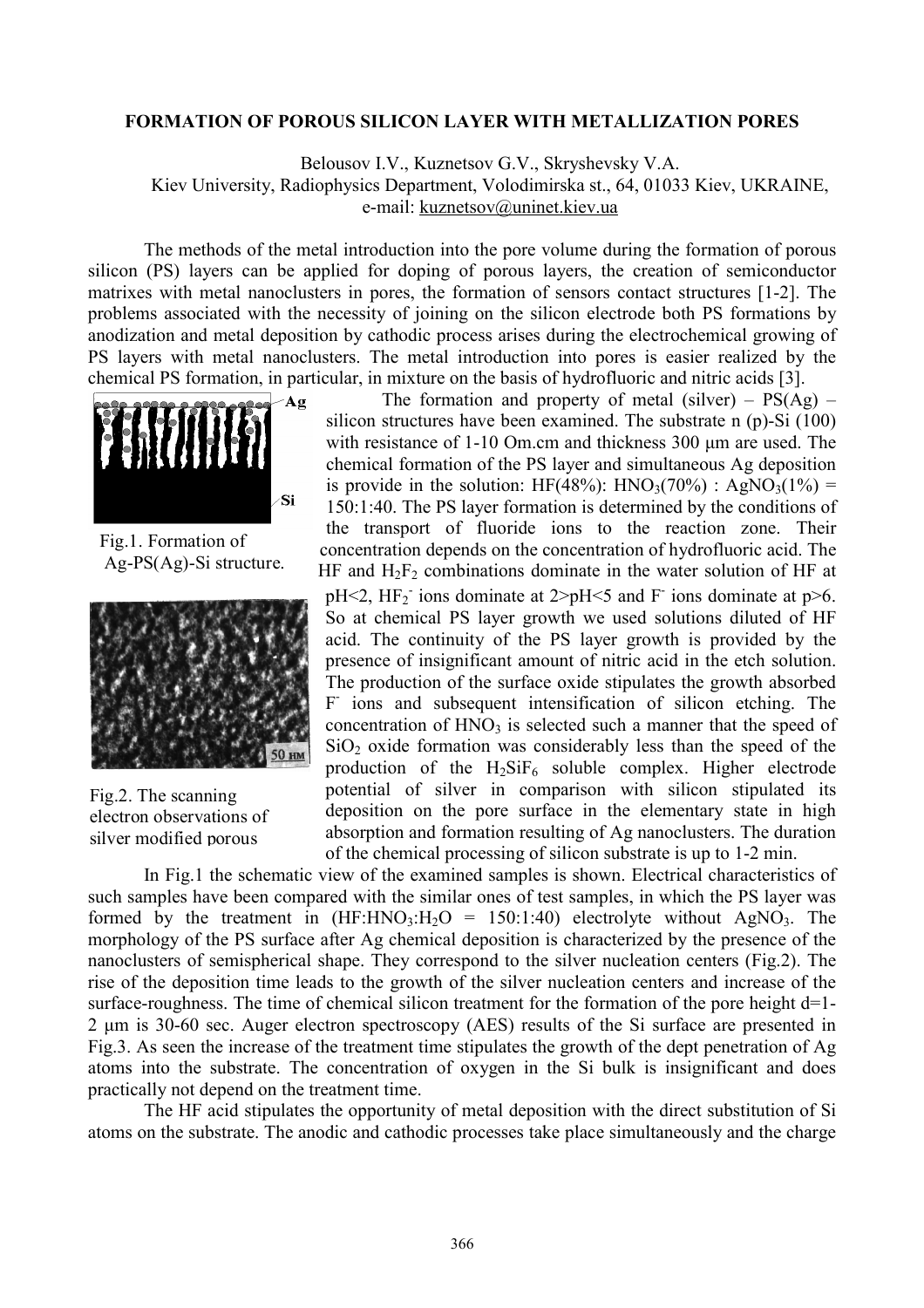# FORMATION OF POROUS SILICON LAYER WITH METALLIZATION PORES

Belousov I.V., Kuznetsov G.V., Skryshevsky V.A.
Kiev University, Radiophysics Department, Volodimirska st., 64, 01033 Kiev, UKRAINE,
e-mail: kuznetsov@uninet.kiev.ua

The methods of the metal introduction into the pore volume during the formation of porous silicon (PS) layers can be applied for doping of porous layers, the creation of semiconductor matrixes with metal nanoclusters in pores, the formation of sensors contact structures [1-2]. The problems associated with the necessity of joining on the silicon electrode both PS formations by anodization and metal deposition by cathodic process arises during the electrochemical growing of PS layers with metal nanoclusters. The metal introduction into pores is easier realized by the chemical PS formation, in particular, in mixture on the basis of hydrofluoric and nitric acids [3].

Fig.1. Formation of Ag-PS(Ag)-Si structure.

Fig.2. The scanning electron observations of silver modified porous

The formation and property of metal (silver) – PS(Ag) – silicon structures have been examined. The substrate n (p)-Si (100) with resistance of 1-10 Om.cm and thickness 300 μm are used. The chemical formation of the PS layer and simultaneous Ag deposition is provide in the solution: HF(48%): $HNO_3$(70%) : $AgNO_3$(1%) = 150:1:40. The PS layer formation is determined by the conditions of the transport of fluoride ions to the reaction zone. Their concentration depends on the concentration of hydrofluoric acid. The HF and $H_2F_2$ combinations dominate in the water solution of HF at pH<2, $HF_2^-$ ions dominate at 2>pH<5 and $F^-$ ions dominate at p>6. So at chemical PS layer growth we used solutions diluted of HF acid. The continuity of the PS layer growth is provided by the presence of insignificant amount of nitric acid in the etch solution. The production of the surface oxide stipulates the growth absorbed $F^-$ ions and subsequent intensification of silicon etching. The concentration of $HNO_3$ is selected such a manner that the speed of $SiO_2$ oxide formation was considerably less than the speed of the production of the $H_2SiF_6$ soluble complex. Higher electrode potential of silver in comparison with silicon stipulated its deposition on the pore surface in the elementary state in high absorption and formation resulting of Ag nanoclusters. The duration of the chemical processing of silicon substrate is up to 1-2 min.

In Fig.1 the schematic view of the examined samples is shown. Electrical characteristics of such samples have been compared with the similar ones of test samples, in which the PS layer was formed by the treatment in ($HF:HNO_3:H_2O$ = 150:1:40) electrolyte without $AgNO_3$. The morphology of the PS surface after Ag chemical deposition is characterized by the presence of the nanoclusters of semispherical shape. They correspond to the silver nucleation centers (Fig.2). The rise of the deposition time leads to the growth of the silver nucleation centers and increase of the surface-roughness. The time of chemical silicon treatment for the formation of the pore height d=1-2 μm is 30-60 sec. Auger electron spectroscopy (AES) results of the Si surface are presented in Fig.3. As seen the increase of the treatment time stipulates the growth of the dept penetration of Ag atoms into the substrate. The concentration of oxygen in the Si bulk is insignificant and does practically not depend on the treatment time.

The HF acid stipulates the opportunity of metal deposition with the direct substitution of Si atoms on the substrate. The anodic and cathodic processes take place simultaneously and the charge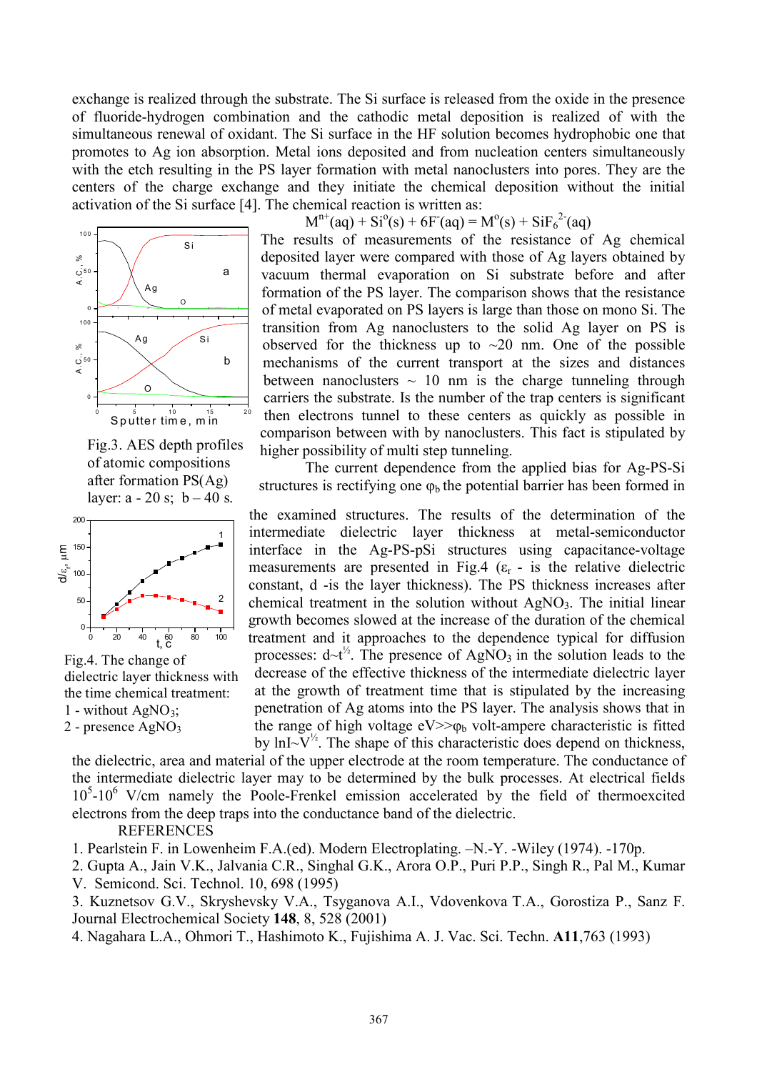exchange is realized through the substrate. The Si surface is released from the oxide in the presence of fluoride-hydrogen combination and the cathodic metal deposition is realized of with the simultaneous renewal of oxidant. The Si surface in the HF solution becomes hydrophobic one that promotes to Ag ion absorption. Metal ions deposited and from nucleation centers simultaneously with the etch resulting in the PS layer formation with metal nanoclusters into pores. They are the centers of the charge exchange and they initiate the chemical deposition without the initial activation of the Si surface [4]. The chemical reaction is written as:

$$M^{n+}(aq) + Si^{o}(s) + 6F^{-}(aq) = M^{o}(s) + SiF_6^{2-}(aq)$$

The results of measurements of the resistance of Ag chemical deposited layer were compared with those of Ag layers obtained by vacuum thermal evaporation on Si substrate before and after formation of the PS layer. The comparison shows that the resistance of metal evaporated on PS layers is large than those on mono Si. The transition from Ag nanoclusters to the solid Ag layer on PS is observed for the thickness up to ~20 nm. One of the possible mechanisms of the current transport at the sizes and distances between nanoclusters ~ 10 nm is the charge tunneling through carriers the substrate. Is the number of the trap centers is significant then electrons tunnel to these centers as quickly as possible in comparison between with by nanoclusters. This fact is stipulated by higher possibility of multi step tunneling.

100
A.C., %
50
0
Si
a
Ag
O
100
A.C., %
50
0
Ag
Si
b
O
0
5
10
15
20
Sputter time, min

Fig.3. AES depth profiles of atomic compositions after formation PS(Ag) layer: a - 20 s; b – 40 s.

The current dependence from the applied bias for Ag-PS-Si structures is rectifying one $\varphi_b$ the potential barrier has been formed in the examined structures. The results of the determination of the intermediate dielectric layer thickness at metal-semiconductor interface in the Ag-PS-pSi structures using capacitance-voltage measurements are presented in Fig.4 ($\varepsilon_r$ - is the relative dielectric constant, d -is the layer thickness). The PS thickness increases after chemical treatment in the solution without $AgNO_3$. The initial linear growth becomes slowed at the increase of the duration of the chemical treatment and it approaches to the dependence typical for diffusion processes: $d \sim t^{1/2}$. The presence of $AgNO_3$ in the solution leads to the decrease of the effective thickness of the intermediate dielectric layer at the growth of treatment time that is stipulated by the increasing penetration of Ag atoms into the PS layer. The analysis shows that in the range of high voltage $eV \gg \varphi_b$ volt-ampere characteristic is fitted by $\ln I \sim V^{1/2}$. The shape of this characteristic does depend on thickness, the dielectric, area and material of the upper electrode at the room temperature. The conductance of the intermediate dielectric layer may to be determined by the bulk processes. At electrical fields $10^5$-$10^6$ V/cm namely the Poole-Frenkel emission accelerated by the field of thermoexcited electrons from the deep traps into the conductance band of the dielectric.

200
150
100
50
0
d/εr, μm
0
20
40
60
80
100
t, c
1
2

Fig.4. The change of dielectric layer thickness with the time chemical treatment:
1 - without $AgNO_3$;
2 - presence $AgNO_3$

REFERENCES

1. Pearlstein F. in Lowenheim F.A.(ed). Modern Electroplating. –N.-Y. -Wiley (1974). -170p.
2. Gupta A., Jain V.K., Jalvania C.R., Singhal G.K., Arora O.P., Puri P.P., Singh R., Pal M., Kumar V. Semicond. Sci. Technol. 10, 698 (1995)
3. Kuznetsov G.V., Skryshevsky V.A., Tsyganova A.I., Vdovenkova T.A., Gorostiza P., Sanz F. Journal Electrochemical Society **148**, 8, 528 (2001)
4. Nagahara L.A., Ohmori T., Hashimoto K., Fujishima A. J. Vac. Sci. Techn. **A11**,763 (1993)